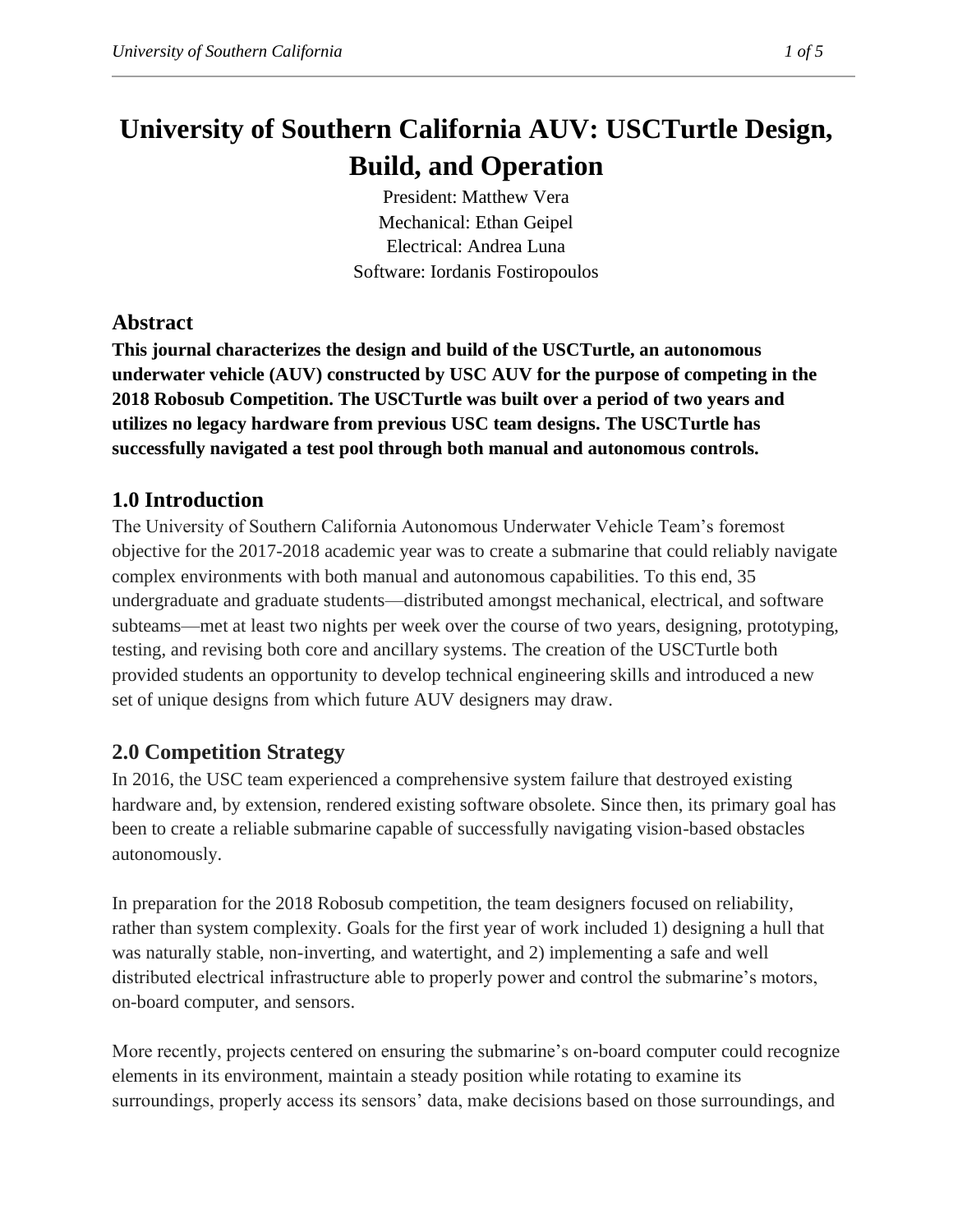# University of Southern California AUV: USCTurtle Design, Build, and Operation

President: Matthew Vera
Mechanical: Ethan Geipel
Electrical: Andrea Luna
Software: Iordanis Fostiropoulos

## Abstract

**This journal characterizes the design and build of the USCTurtle, an autonomous underwater vehicle (AUV) constructed by USC AUV for the purpose of competing in the 2018 Robosub Competition. The USCTurtle was built over a period of two years and utilizes no legacy hardware from previous USC team designs. The USCTurtle has successfully navigated a test pool through both manual and autonomous controls.**

## 1.0 Introduction

The University of Southern California Autonomous Underwater Vehicle Team's foremost objective for the 2017-2018 academic year was to create a submarine that could reliably navigate complex environments with both manual and autonomous capabilities. To this end, 35 undergraduate and graduate students—distributed amongst mechanical, electrical, and software subteams—met at least two nights per week over the course of two years, designing, prototyping, testing, and revising both core and ancillary systems. The creation of the USCTurtle both provided students an opportunity to develop technical engineering skills and introduced a new set of unique designs from which future AUV designers may draw.

## 2.0 Competition Strategy

In 2016, the USC team experienced a comprehensive system failure that destroyed existing hardware and, by extension, rendered existing software obsolete. Since then, its primary goal has been to create a reliable submarine capable of successfully navigating vision-based obstacles autonomously.

In preparation for the 2018 Robosub competition, the team designers focused on reliability, rather than system complexity. Goals for the first year of work included 1) designing a hull that was naturally stable, non-inverting, and watertight, and 2) implementing a safe and well distributed electrical infrastructure able to properly power and control the submarine's motors, on-board computer, and sensors.

More recently, projects centered on ensuring the submarine's on-board computer could recognize elements in its environment, maintain a steady position while rotating to examine its surroundings, properly access its sensors' data, make decisions based on those surroundings, and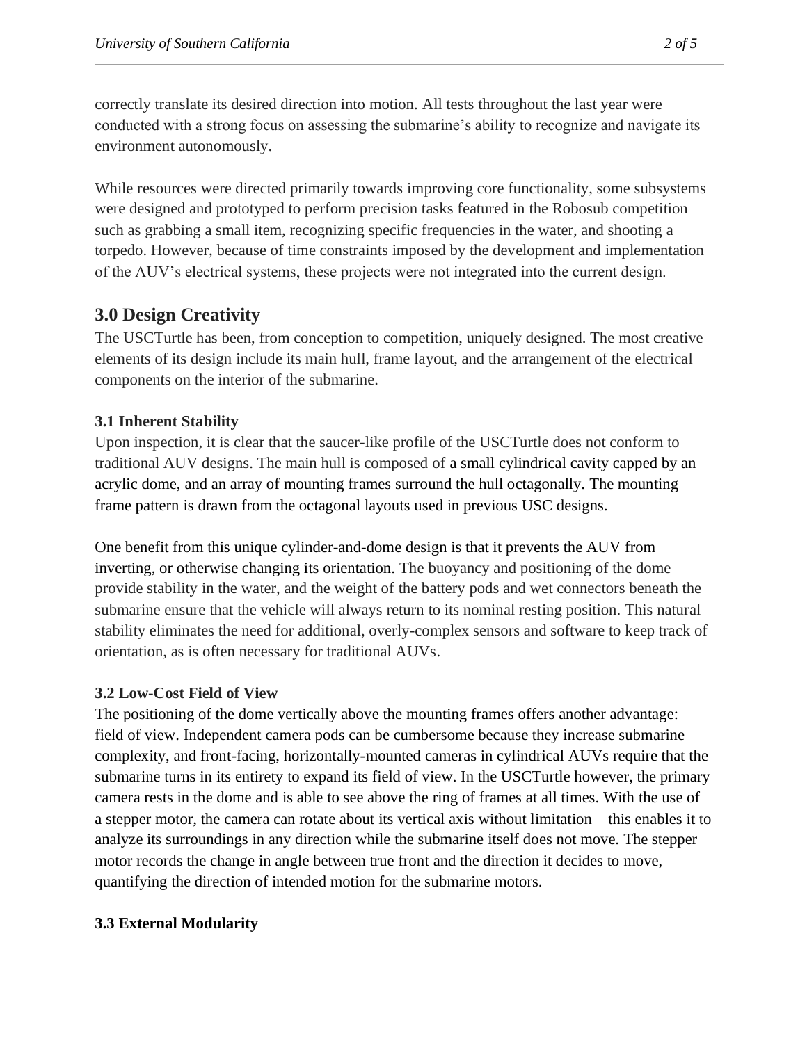correctly translate its desired direction into motion. All tests throughout the last year were conducted with a strong focus on assessing the submarine's ability to recognize and navigate its environment autonomously.

While resources were directed primarily towards improving core functionality, some subsystems were designed and prototyped to perform precision tasks featured in the Robosub competition such as grabbing a small item, recognizing specific frequencies in the water, and shooting a torpedo. However, because of time constraints imposed by the development and implementation of the AUV's electrical systems, these projects were not integrated into the current design.

## 3.0 Design Creativity

The USCTurtle has been, from conception to competition, uniquely designed. The most creative elements of its design include its main hull, frame layout, and the arrangement of the electrical components on the interior of the submarine.

### 3.1 Inherent Stability

Upon inspection, it is clear that the saucer-like profile of the USCTurtle does not conform to traditional AUV designs. The main hull is composed of a small cylindrical cavity capped by an acrylic dome, and an array of mounting frames surround the hull octagonally. The mounting frame pattern is drawn from the octagonal layouts used in previous USC designs.

One benefit from this unique cylinder-and-dome design is that it prevents the AUV from inverting, or otherwise changing its orientation. The buoyancy and positioning of the dome provide stability in the water, and the weight of the battery pods and wet connectors beneath the submarine ensure that the vehicle will always return to its nominal resting position. This natural stability eliminates the need for additional, overly-complex sensors and software to keep track of orientation, as is often necessary for traditional AUVs.

### 3.2 Low-Cost Field of View

The positioning of the dome vertically above the mounting frames offers another advantage: field of view. Independent camera pods can be cumbersome because they increase submarine complexity, and front-facing, horizontally-mounted cameras in cylindrical AUVs require that the submarine turns in its entirety to expand its field of view. In the USCTurtle however, the primary camera rests in the dome and is able to see above the ring of frames at all times. With the use of a stepper motor, the camera can rotate about its vertical axis without limitation—this enables it to analyze its surroundings in any direction while the submarine itself does not move. The stepper motor records the change in angle between true front and the direction it decides to move, quantifying the direction of intended motion for the submarine motors.

### 3.3 External Modularity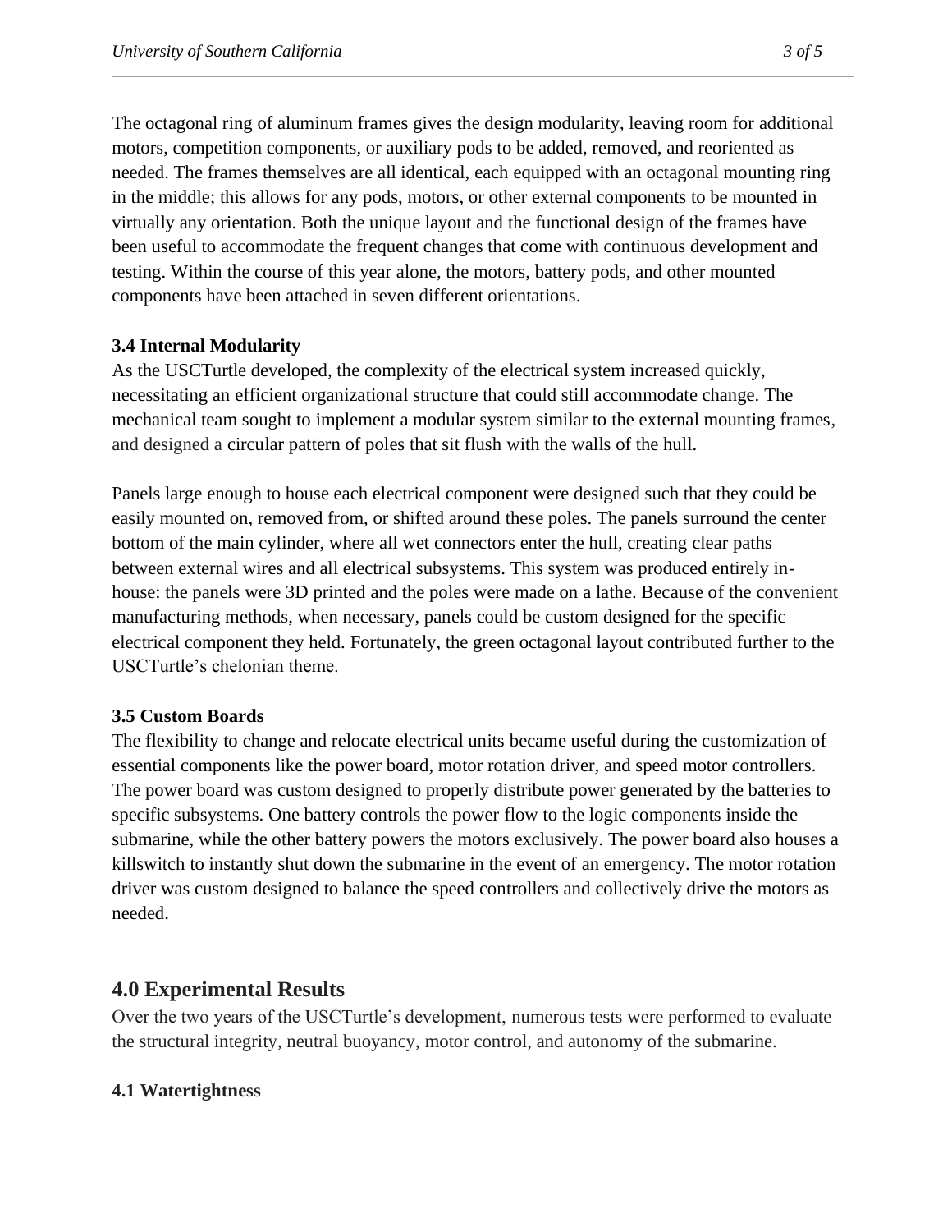The octagonal ring of aluminum frames gives the design modularity, leaving room for additional motors, competition components, or auxiliary pods to be added, removed, and reoriented as needed. The frames themselves are all identical, each equipped with an octagonal mounting ring in the middle; this allows for any pods, motors, or other external components to be mounted in virtually any orientation. Both the unique layout and the functional design of the frames have been useful to accommodate the frequent changes that come with continuous development and testing. Within the course of this year alone, the motors, battery pods, and other mounted components have been attached in seven different orientations.

### 3.4 Internal Modularity

As the USCTurtle developed, the complexity of the electrical system increased quickly, necessitating an efficient organizational structure that could still accommodate change. The mechanical team sought to implement a modular system similar to the external mounting frames, and designed a circular pattern of poles that sit flush with the walls of the hull.

Panels large enough to house each electrical component were designed such that they could be easily mounted on, removed from, or shifted around these poles. The panels surround the center bottom of the main cylinder, where all wet connectors enter the hull, creating clear paths between external wires and all electrical subsystems. This system was produced entirely in-house: the panels were 3D printed and the poles were made on a lathe. Because of the convenient manufacturing methods, when necessary, panels could be custom designed for the specific electrical component they held. Fortunately, the green octagonal layout contributed further to the USCTurtle's chelonian theme.

### 3.5 Custom Boards

The flexibility to change and relocate electrical units became useful during the customization of essential components like the power board, motor rotation driver, and speed motor controllers. The power board was custom designed to properly distribute power generated by the batteries to specific subsystems. One battery controls the power flow to the logic components inside the submarine, while the other battery powers the motors exclusively. The power board also houses a killswitch to instantly shut down the submarine in the event of an emergency. The motor rotation driver was custom designed to balance the speed controllers and collectively drive the motors as needed.

## 4.0 Experimental Results

Over the two years of the USCTurtle's development, numerous tests were performed to evaluate the structural integrity, neutral buoyancy, motor control, and autonomy of the submarine.

### 4.1 Watertightness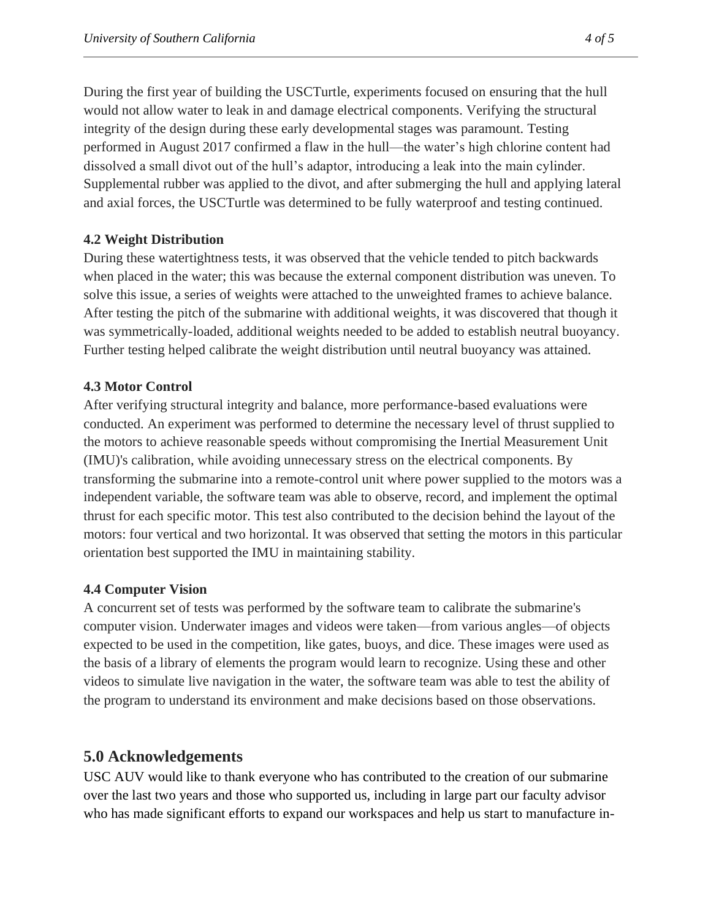During the first year of building the USCTurtle, experiments focused on ensuring that the hull would not allow water to leak in and damage electrical components. Verifying the structural integrity of the design during these early developmental stages was paramount. Testing performed in August 2017 confirmed a flaw in the hull—the water's high chlorine content had dissolved a small divot out of the hull's adaptor, introducing a leak into the main cylinder. Supplemental rubber was applied to the divot, and after submerging the hull and applying lateral and axial forces, the USCTurtle was determined to be fully waterproof and testing continued.

### 4.2 Weight Distribution

During these watertightness tests, it was observed that the vehicle tended to pitch backwards when placed in the water; this was because the external component distribution was uneven. To solve this issue, a series of weights were attached to the unweighted frames to achieve balance. After testing the pitch of the submarine with additional weights, it was discovered that though it was symmetrically-loaded, additional weights needed to be added to establish neutral buoyancy. Further testing helped calibrate the weight distribution until neutral buoyancy was attained.

### 4.3 Motor Control

After verifying structural integrity and balance, more performance-based evaluations were conducted. An experiment was performed to determine the necessary level of thrust supplied to the motors to achieve reasonable speeds without compromising the Inertial Measurement Unit (IMU)'s calibration, while avoiding unnecessary stress on the electrical components. By transforming the submarine into a remote-control unit where power supplied to the motors was a independent variable, the software team was able to observe, record, and implement the optimal thrust for each specific motor. This test also contributed to the decision behind the layout of the motors: four vertical and two horizontal. It was observed that setting the motors in this particular orientation best supported the IMU in maintaining stability.

### 4.4 Computer Vision

A concurrent set of tests was performed by the software team to calibrate the submarine's computer vision. Underwater images and videos were taken—from various angles—of objects expected to be used in the competition, like gates, buoys, and dice. These images were used as the basis of a library of elements the program would learn to recognize. Using these and other videos to simulate live navigation in the water, the software team was able to test the ability of the program to understand its environment and make decisions based on those observations.

## 5.0 Acknowledgements

USC AUV would like to thank everyone who has contributed to the creation of our submarine over the last two years and those who supported us, including in large part our faculty advisor who has made significant efforts to expand our workspaces and help us start to manufacture in-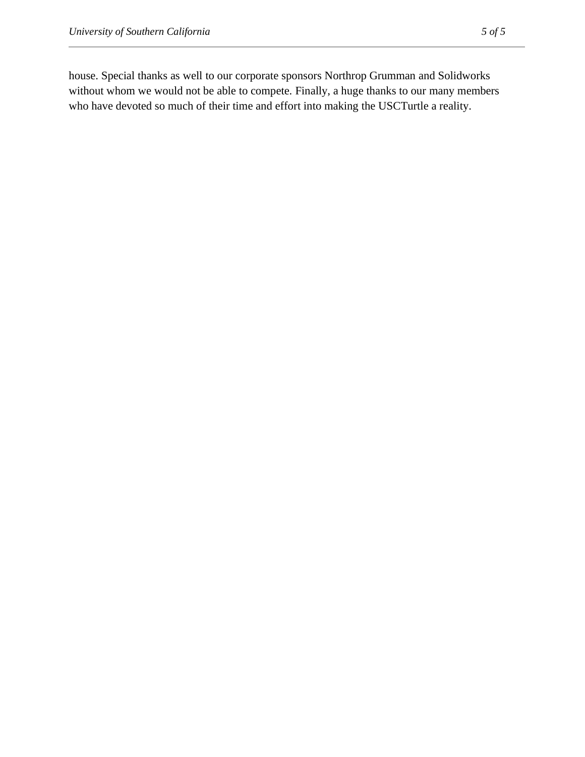house. Special thanks as well to our corporate sponsors Northrop Grumman and Solidworks without whom we would not be able to compete. Finally, a huge thanks to our many members who have devoted so much of their time and effort into making the USCTurtle a reality.